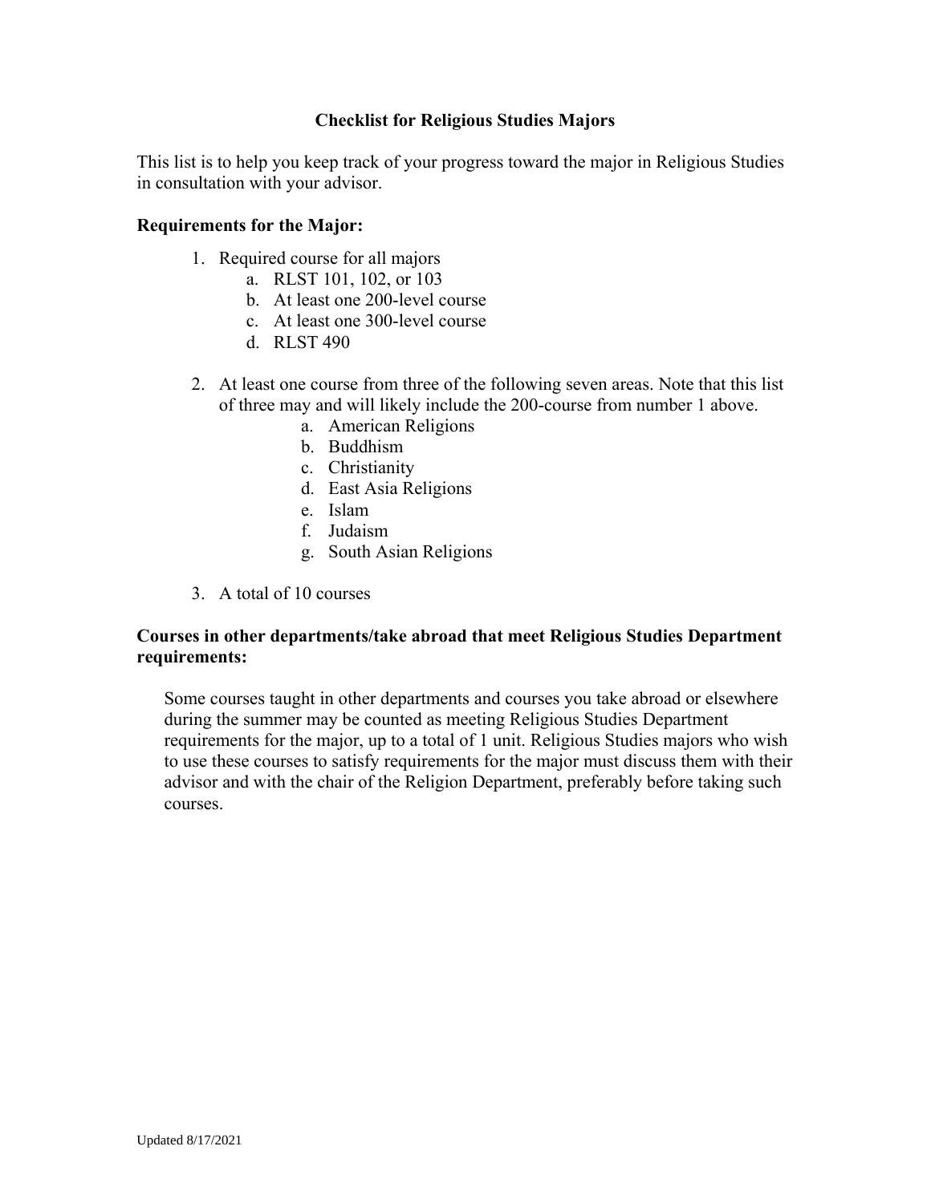# Checklist for Religious Studies Majors

This list is to help you keep track of your progress toward the major in Religious Studies in consultation with your advisor.

## Requirements for the Major:

1. Required course for all majors
    a. RLST 101, 102, or 103
    b. At least one 200-level course
    c. At least one 300-level course
    d. RLST 490

2. At least one course from three of the following seven areas. Note that this list of three may and will likely include the 200-course from number 1 above.
    a. American Religions
    b. Buddhism
    c. Christianity
    d. East Asia Religions
    e. Islam
    f. Judaism
    g. South Asian Religions

3. A total of 10 courses

## Courses in other departments/take abroad that meet Religious Studies Department requirements:

Some courses taught in other departments and courses you take abroad or elsewhere during the summer may be counted as meeting Religious Studies Department requirements for the major, up to a total of 1 unit. Religious Studies majors who wish to use these courses to satisfy requirements for the major must discuss them with their advisor and with the chair of the Religion Department, preferably before taking such courses.

Updated 8/17/2021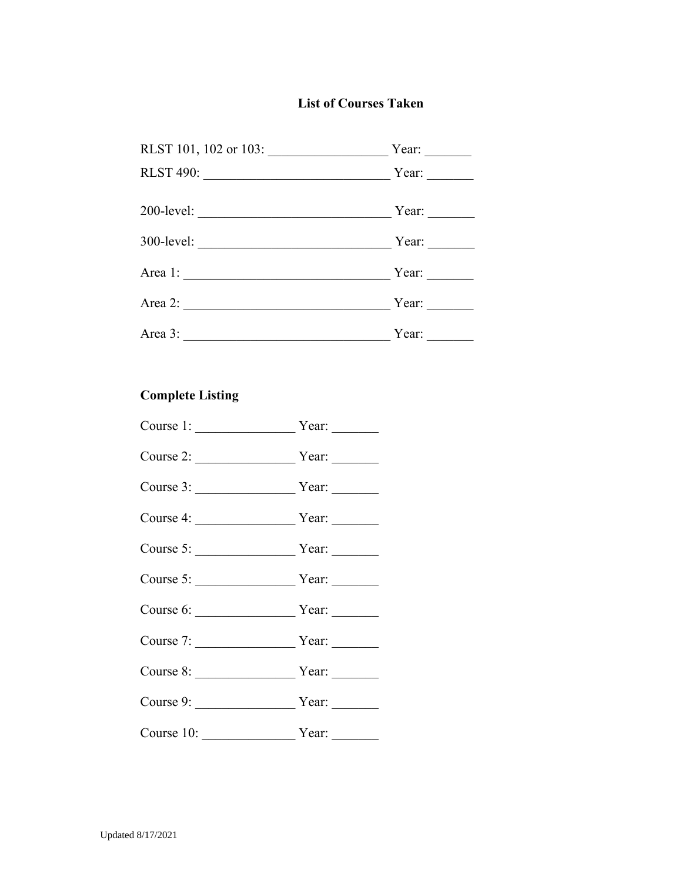## List of Courses Taken

RLST 101, 102 or 103: __________________ Year: _______

RLST 490: ____________________________ Year: _______

200-level: ______________________________ Year: _______

300-level: ______________________________ Year: _______

Area 1: ________________________________ Year: _______

Area 2: ________________________________ Year: _______

Area 3: ________________________________ Year: _______

## Complete Listing

Course 1: _______________ Year: _______

Course 2: _______________ Year: _______

Course 3: _______________ Year: _______

Course 4: _______________ Year: _______

Course 5: _______________ Year: _______

Course 5: _______________ Year: _______

Course 6: _______________ Year: _______

Course 7: _______________ Year: _______

Course 8: _______________ Year: _______

Course 9: _______________ Year: _______

Course 10: ______________ Year: _______

Updated 8/17/2021